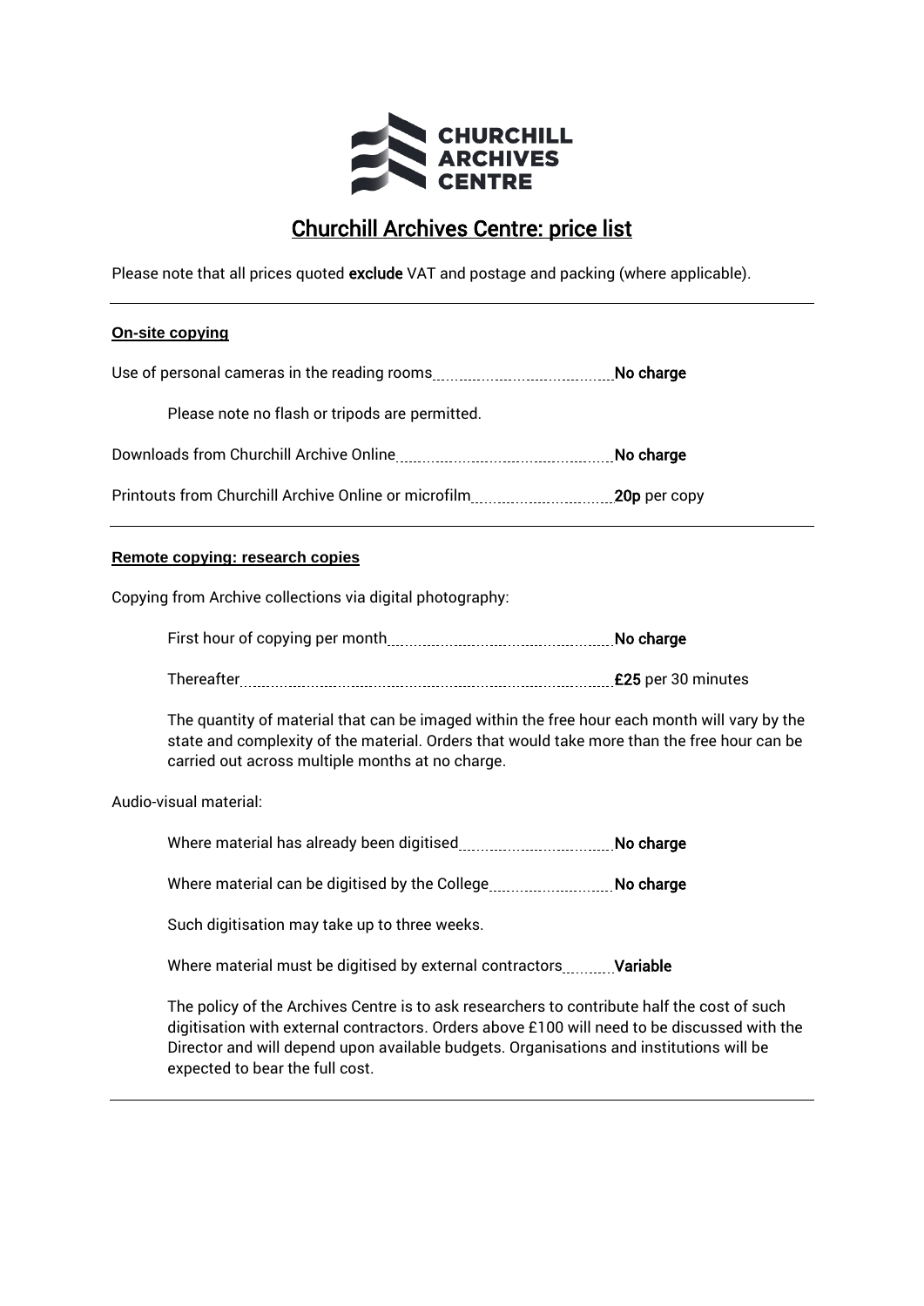CHURCHILL ARCHIVES CENTRE

# Churchill Archives Centre: price list

Please note that all prices quoted **exclude** VAT and postage and packing (where applicable).

---

### On-site copying

Use of personal cameras in the reading rooms .................... **No charge**

Please note no flash or tripods are permitted.

Downloads from Churchill Archive Online .................... **No charge**

Printouts from Churchill Archive Online or microfilm .................... **20p** per copy

---

### Remote copying: research copies

Copying from Archive collections via digital photography:

First hour of copying per month .................... **No charge**

Thereafter .................... **£25** per 30 minutes

The quantity of material that can be imaged within the free hour each month will vary by the state and complexity of the material. Orders that would take more than the free hour can be carried out across multiple months at no charge.

Audio-visual material:

Where material has already been digitised .................... **No charge**

Where material can be digitised by the College .................... **No charge**

Such digitisation may take up to three weeks.

Where material must be digitised by external contractors .................... **Variable**

The policy of the Archives Centre is to ask researchers to contribute half the cost of such digitisation with external contractors. Orders above £100 will need to be discussed with the Director and will depend upon available budgets. Organisations and institutions will be expected to bear the full cost.

---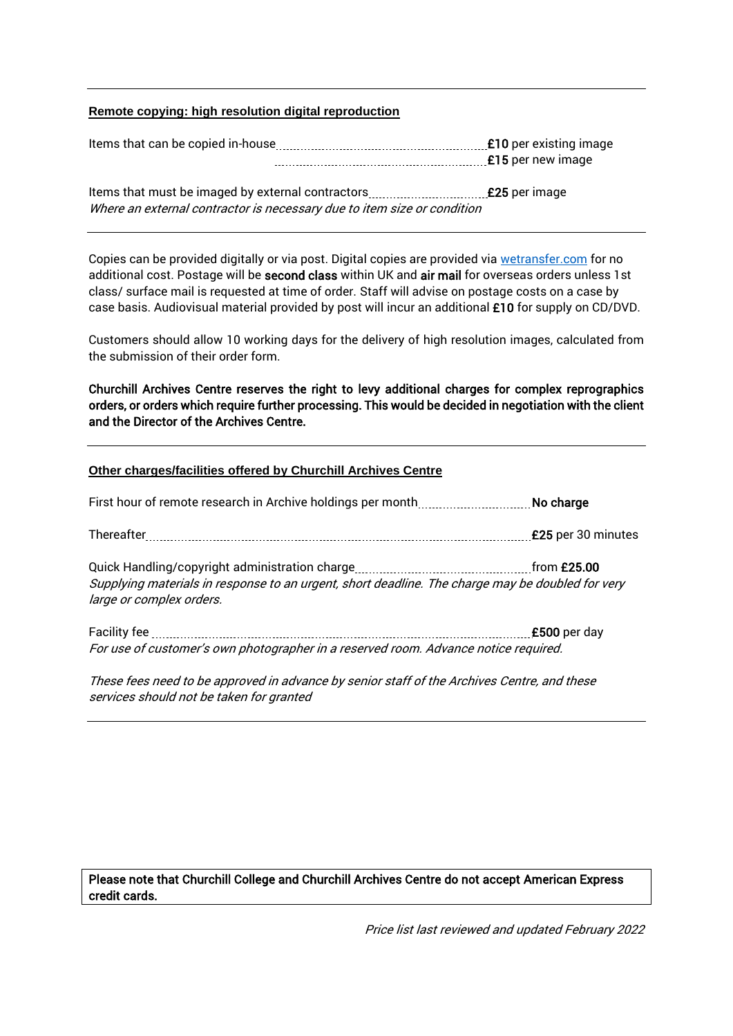**Remote copying: high resolution digital reproduction**

Items that can be copied in-house .................................................. **£10** per existing image
.................................................. **£15** per new image

Items that must be imaged by external contractors .............................. **£25** per image
*Where an external contractor is necessary due to item size or condition*

---

Copies can be provided digitally or via post. Digital copies are provided via [wetransfer.com](wetransfer.com) for no additional cost. Postage will be **second class** within UK and **air mail** for overseas orders unless 1st class/ surface mail is requested at time of order. Staff will advise on postage costs on a case by case basis. Audiovisual material provided by post will incur an additional **£10** for supply on CD/DVD.

Customers should allow 10 working days for the delivery of high resolution images, calculated from the submission of their order form.

**Churchill Archives Centre reserves the right to levy additional charges for complex reprographics orders, or orders which require further processing. This would be decided in negotiation with the client and the Director of the Archives Centre.**

---

**Other charges/facilities offered by Churchill Archives Centre**

First hour of remote research in Archive holdings per month .............................. **No charge**

Thereafter .................................................................................................... **£25** per 30 minutes

Quick Handling/copyright administration charge .............................................. from **£25.00**
*Supplying materials in response to an urgent, short deadline. The charge may be doubled for very large or complex orders.*

Facility fee .................................................................................................... **£500** per day
*For use of customer's own photographer in a reserved room. Advance notice required.*

*These fees need to be approved in advance by senior staff of the Archives Centre, and these services should not be taken for granted*

---

**Please note that Churchill College and Churchill Archives Centre do not accept American Express credit cards.**

*Price list last reviewed and updated February 2022*